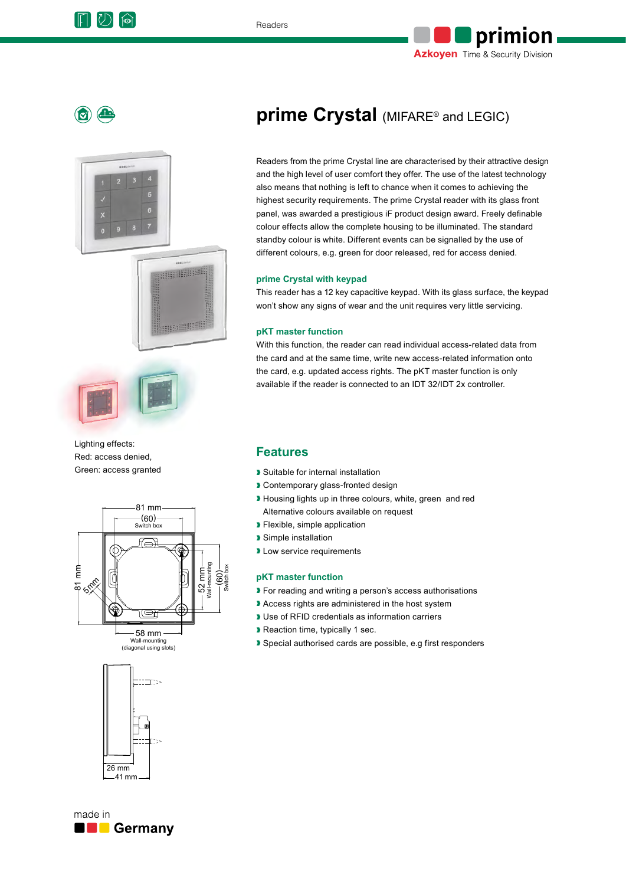# prime Crystal (MIFARE® and LEGIC)

Readers from the prime Crystal line are characterised by their attractive design and the high level of user comfort they offer. The use of the latest technology also means that nothing is left to chance when it comes to achieving the highest security requirements. The prime Crystal reader with its glass front panel, was awarded a prestigious iF product design award. Freely definable colour effects allow the complete housing to be illuminated. The standard standby colour is white. Different events can be signalled by the use of different colours, e.g. green for door released, red for access denied.

### prime Crystal with keypad

This reader has a 12 key capacitive keypad. With its glass surface, the keypad won't show any signs of wear and the unit requires very little servicing.

### pKT master function

With this function, the reader can read individual access-related data from the card and at the same time, write new access-related information onto the card, e.g. updated access rights. The pKT master function is only available if the reader is connected to an IDT 32/IDT 2x controller.

Lighting effects:
Red: access denied,
Green: access granted

81 mm
(60)
Switch box
81 mm
5mm
52 mm
Wall-mounting
(60)
Switch box
58 mm
Wall-mounting
(diagonal using slots)

26 mm
41 mm

## Features

- Suitable for internal installation
- Contemporary glass-fronted design
- Housing lights up in three colours, white, green and red
  Alternative colours available on request
- Flexible, simple application
- Simple installation
- Low service requirements

### pKT master function

- For reading and writing a person's access authorisations
- Access rights are administered in the host system
- Use of RFID credentials as information carriers
- Reaction time, typically 1 sec.
- Special authorised cards are possible, e.g first responders

made in
Germany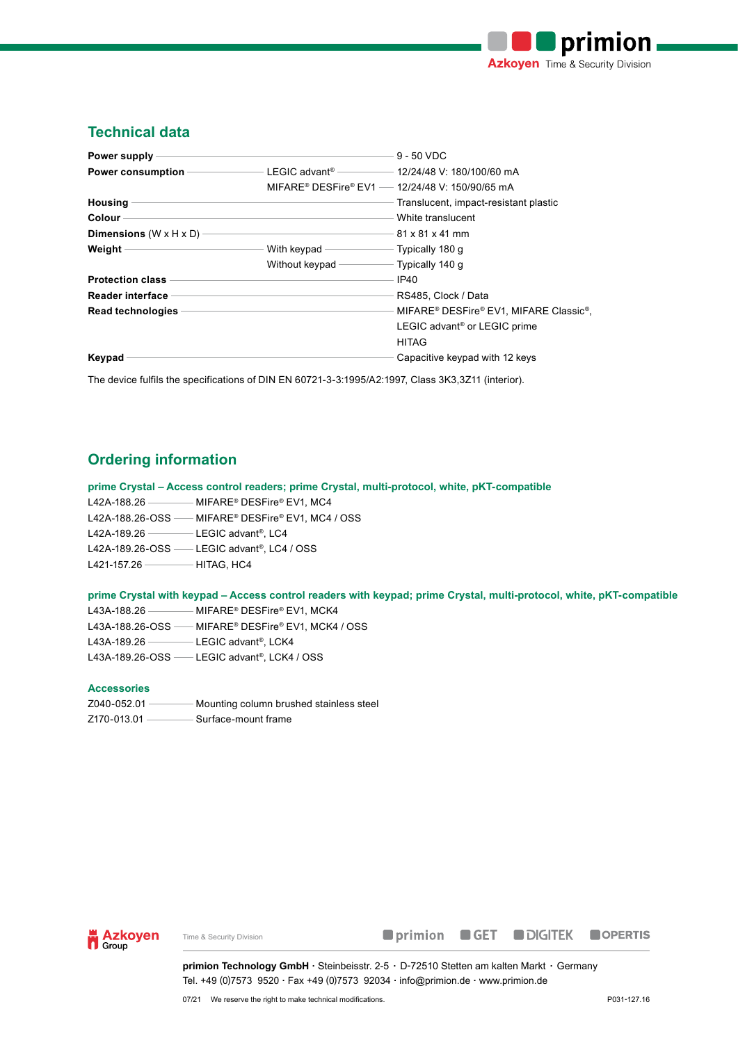## Technical data

| | | |
|---|---|---|
| **Power supply** | | 9 - 50 VDC |
| **Power consumption** | LEGIC advant® | 12/24/48 V: 180/100/60 mA |
| | MIFARE® DESFire® EV1 | 12/24/48 V: 150/90/65 mA |
| **Housing** | | Translucent, impact-resistant plastic |
| **Colour** | | White translucent |
| **Dimensions** (W x H x D) | | 81 x 81 x 41 mm |
| **Weight** | With keypad | Typically 180 g |
| | Without keypad | Typically 140 g |
| **Protection class** | | IP40 |
| **Reader interface** | | RS485, Clock / Data |
| **Read technologies** | | MIFARE® DESFire® EV1, MIFARE Classic®, LEGIC advant® or LEGIC prime HITAG |
| **Keypad** | | Capacitive keypad with 12 keys |

The device fulfils the specifications of DIN EN 60721-3-3:1995/A2:1997, Class 3K3,3Z11 (interior).

## Ordering information

### prime Crystal – Access control readers; prime Crystal, multi-protocol, white, pKT-compatible

| | |
|---|---|
| L42A-188.26 | MIFARE® DESFire® EV1, MC4 |
| L42A-188.26-OSS | MIFARE® DESFire® EV1, MC4 / OSS |
| L42A-189.26 | LEGIC advant®, LC4 |
| L42A-189.26-OSS | LEGIC advant®, LC4 / OSS |
| L421-157.26 | HITAG, HC4 |

### prime Crystal with keypad – Access control readers with keypad; prime Crystal, multi-protocol, white, pKT-compatible

| | |
|---|---|
| L43A-188.26 | MIFARE® DESFire® EV1, MCK4 |
| L43A-188.26-OSS | MIFARE® DESFire® EV1, MCK4 / OSS |
| L43A-189.26 | LEGIC advant®, LCK4 |
| L43A-189.26-OSS | LEGIC advant®, LCK4 / OSS |

### Accessories

| | |
|---|---|
| Z040-052.01 | Mounting column brushed stainless steel |
| Z170-013.01 | Surface-mount frame |

**primion Technology GmbH** · Steinbeisstr. 2-5 · D-72510 Stetten am kalten Markt · Germany
Tel. +49 (0)7573 9520 · Fax +49 (0)7573 92034 · info@primion.de · www.primion.de

07/21 We reserve the right to make technical modifications. P031-127.16